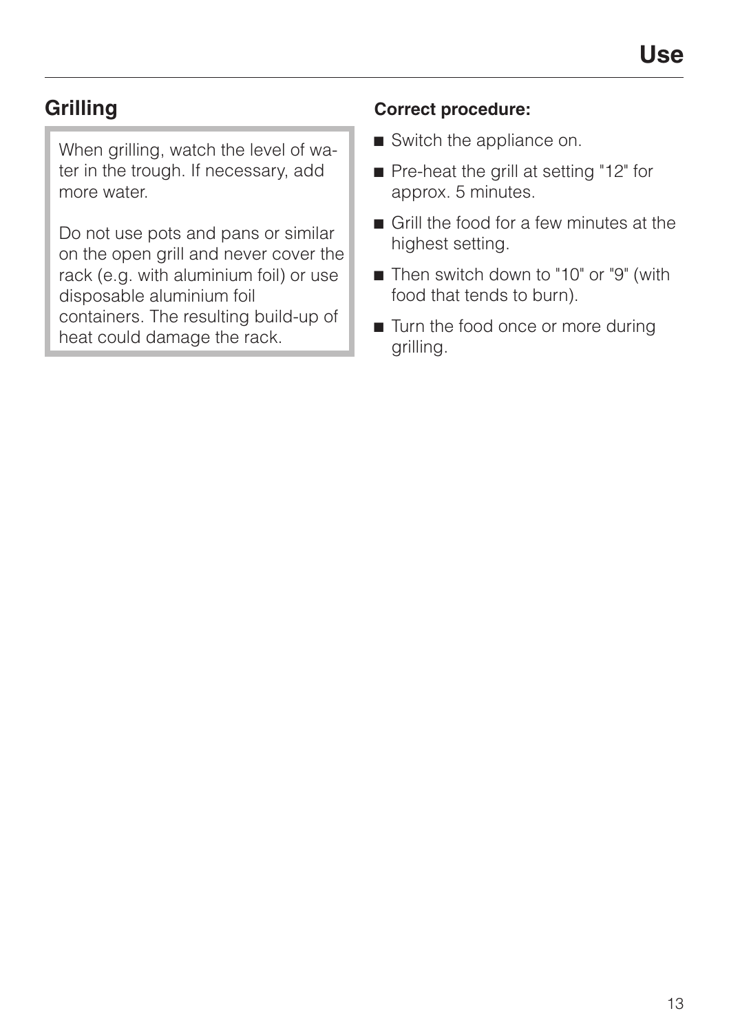## Grilling

When grilling, watch the level of water in the trough. If necessary, add more water.

Do not use pots and pans or similar on the open grill and never cover the rack (e.g. with aluminium foil) or use disposable aluminium foil containers. The resulting build-up of heat could damage the rack.

**Correct procedure:**

- Switch the appliance on.
- Pre-heat the grill at setting "12" for approx. 5 minutes.
- Grill the food for a few minutes at the highest setting.
- Then switch down to "10" or "9" (with food that tends to burn).
- Turn the food once or more during grilling.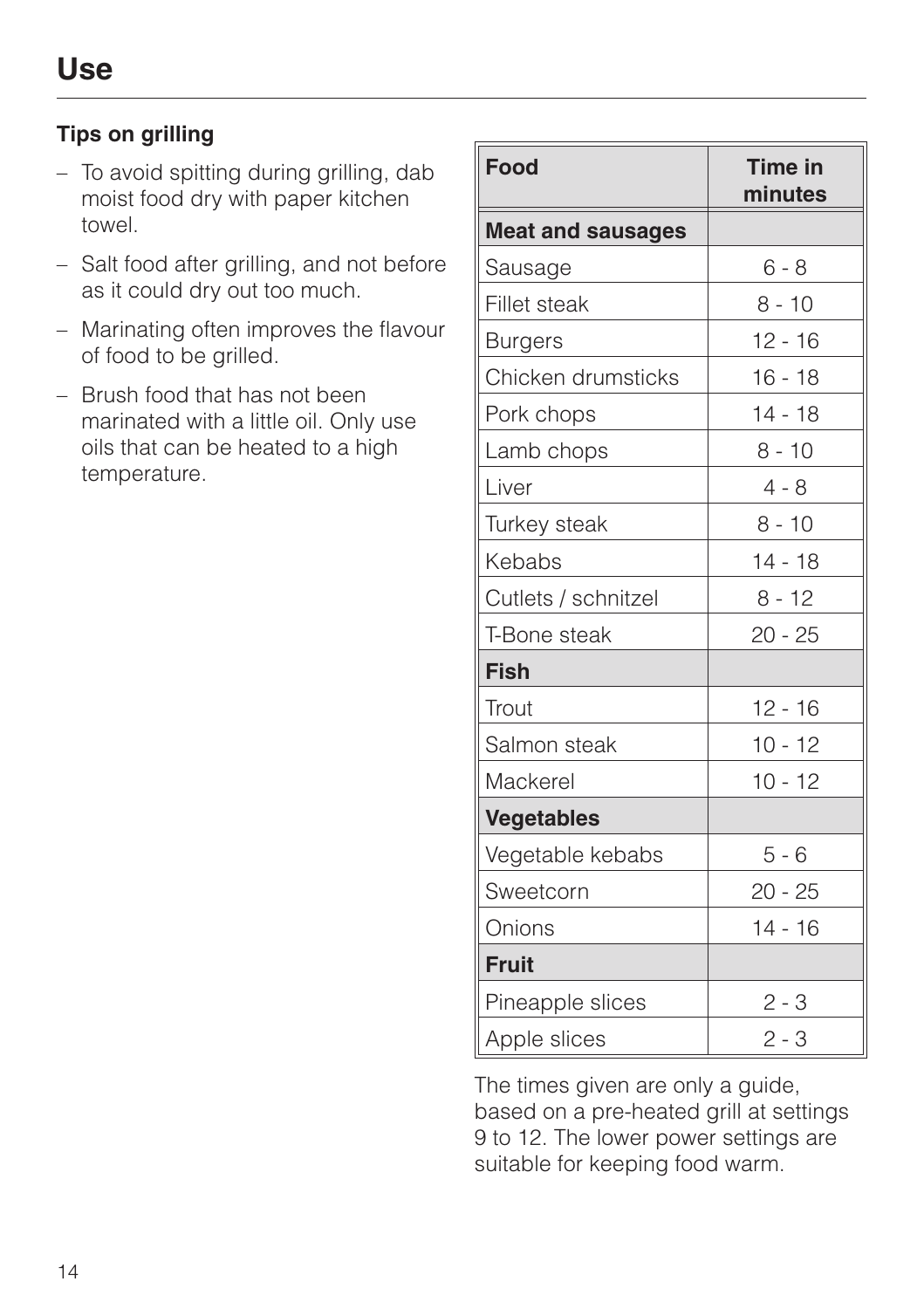# Use

### Tips on grilling

- To avoid spitting during grilling, dab moist food dry with paper kitchen towel.
- Salt food after grilling, and not before as it could dry out too much.
- Marinating often improves the flavour of food to be grilled.
- Brush food that has not been marinated with a little oil. Only use oils that can be heated to a high temperature.

| Food | Time in minutes |
|---|---|
| **Meat and sausages** | |
| Sausage | 6 - 8 |
| Fillet steak | 8 - 10 |
| Burgers | 12 - 16 |
| Chicken drumsticks | 16 - 18 |
| Pork chops | 14 - 18 |
| Lamb chops | 8 - 10 |
| Liver | 4 - 8 |
| Turkey steak | 8 - 10 |
| Kebabs | 14 - 18 |
| Cutlets / schnitzel | 8 - 12 |
| T-Bone steak | 20 - 25 |
| **Fish** | |
| Trout | 12 - 16 |
| Salmon steak | 10 - 12 |
| Mackerel | 10 - 12 |
| **Vegetables** | |
| Vegetable kebabs | 5 - 6 |
| Sweetcorn | 20 - 25 |
| Onions | 14 - 16 |
| **Fruit** | |
| Pineapple slices | 2 - 3 |
| Apple slices | 2 - 3 |

The times given are only a guide, based on a pre-heated grill at settings 9 to 12. The lower power settings are suitable for keeping food warm.